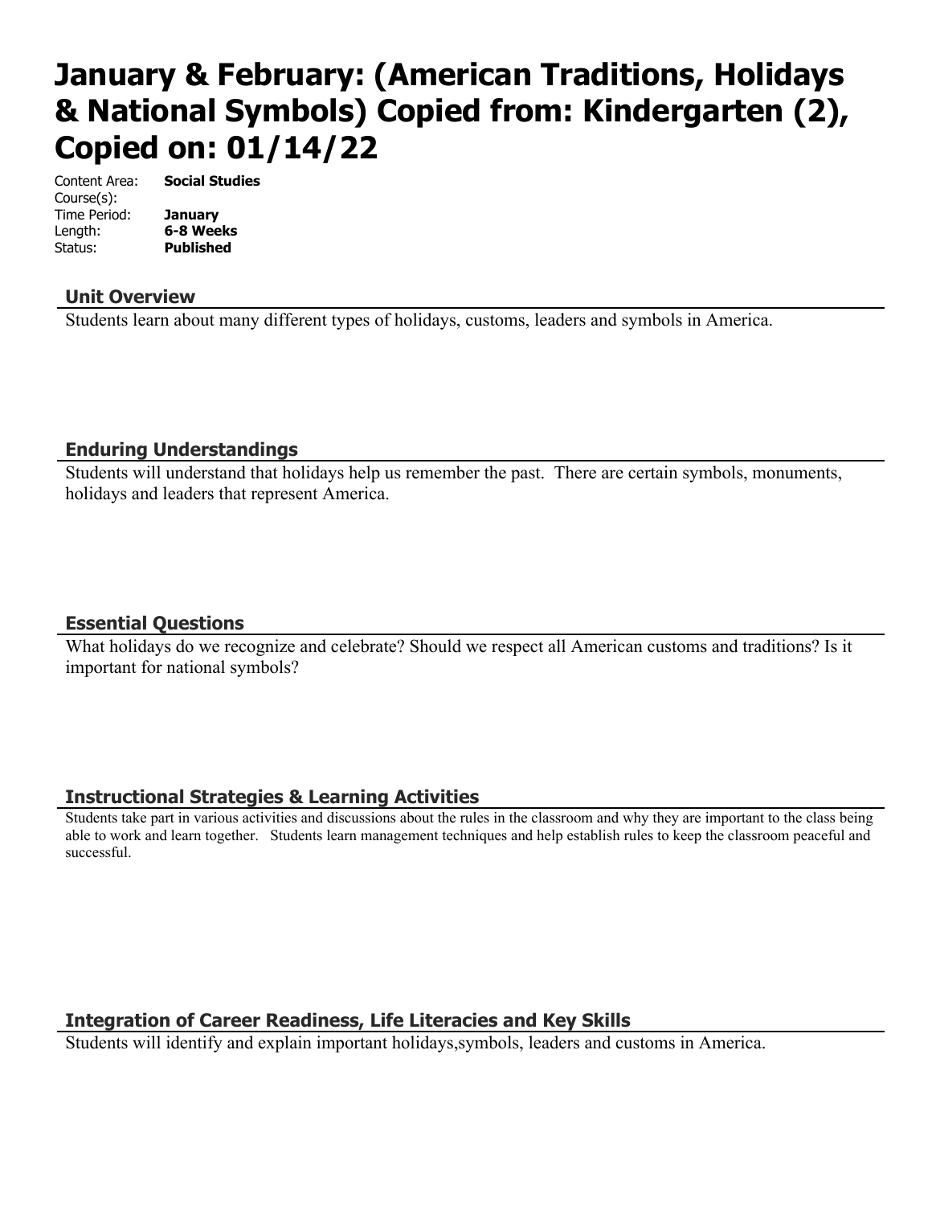# January & February: (American Traditions, Holidays & National Symbols) Copied from: Kindergarten (2), Copied on: 01/14/22

Content Area: **Social Studies**
Course(s):
Time Period: **January**
Length: **6-8 Weeks**
Status: **Published**

## Unit Overview

Students learn about many different types of holidays, customs, leaders and symbols in America.

## Enduring Understandings

Students will understand that holidays help us remember the past. There are certain symbols, monuments, holidays and leaders that represent America.

## Essential Questions

What holidays do we recognize and celebrate? Should we respect all American customs and traditions? Is it important for national symbols?

## Instructional Strategies & Learning Activities

Students take part in various activities and discussions about the rules in the classroom and why they are important to the class being able to work and learn together. Students learn management techniques and help establish rules to keep the classroom peaceful and successful.

## Integration of Career Readiness, Life Literacies and Key Skills

Students will identify and explain important holidays,symbols, leaders and customs in America.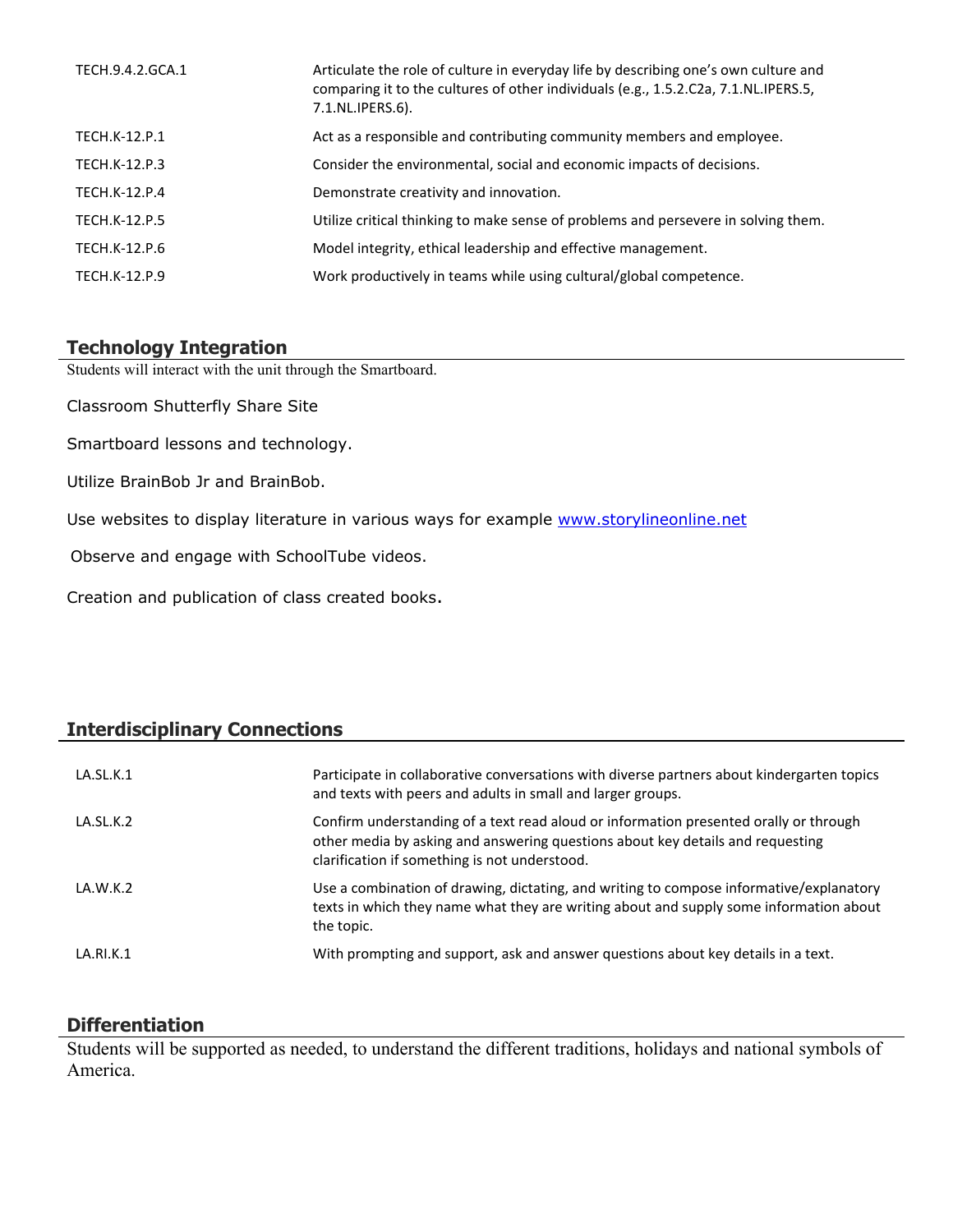| | |
|---|---|
| TECH.9.4.2.GCA.1 | Articulate the role of culture in everyday life by describing one's own culture and comparing it to the cultures of other individuals (e.g., 1.5.2.C2a, 7.1.NL.IPERS.5, 7.1.NL.IPERS.6). |
| TECH.K-12.P.1 | Act as a responsible and contributing community members and employee. |
| TECH.K-12.P.3 | Consider the environmental, social and economic impacts of decisions. |
| TECH.K-12.P.4 | Demonstrate creativity and innovation. |
| TECH.K-12.P.5 | Utilize critical thinking to make sense of problems and persevere in solving them. |
| TECH.K-12.P.6 | Model integrity, ethical leadership and effective management. |
| TECH.K-12.P.9 | Work productively in teams while using cultural/global competence. |

## Technology Integration

Students will interact with the unit through the Smartboard.

Classroom Shutterfly Share Site

Smartboard lessons and technology.

Utilize BrainBob Jr and BrainBob.

Use websites to display literature in various ways for example www.storylineonline.net

Observe and engage with SchoolTube videos.

Creation and publication of class created books.

## Interdisciplinary Connections

| | |
|---|---|
| LA.SL.K.1 | Participate in collaborative conversations with diverse partners about kindergarten topics and texts with peers and adults in small and larger groups. |
| LA.SL.K.2 | Confirm understanding of a text read aloud or information presented orally or through other media by asking and answering questions about key details and requesting clarification if something is not understood. |
| LA.W.K.2 | Use a combination of drawing, dictating, and writing to compose informative/explanatory texts in which they name what they are writing about and supply some information about the topic. |
| LA.RI.K.1 | With prompting and support, ask and answer questions about key details in a text. |

## Differentiation

Students will be supported as needed, to understand the different traditions, holidays and national symbols of America.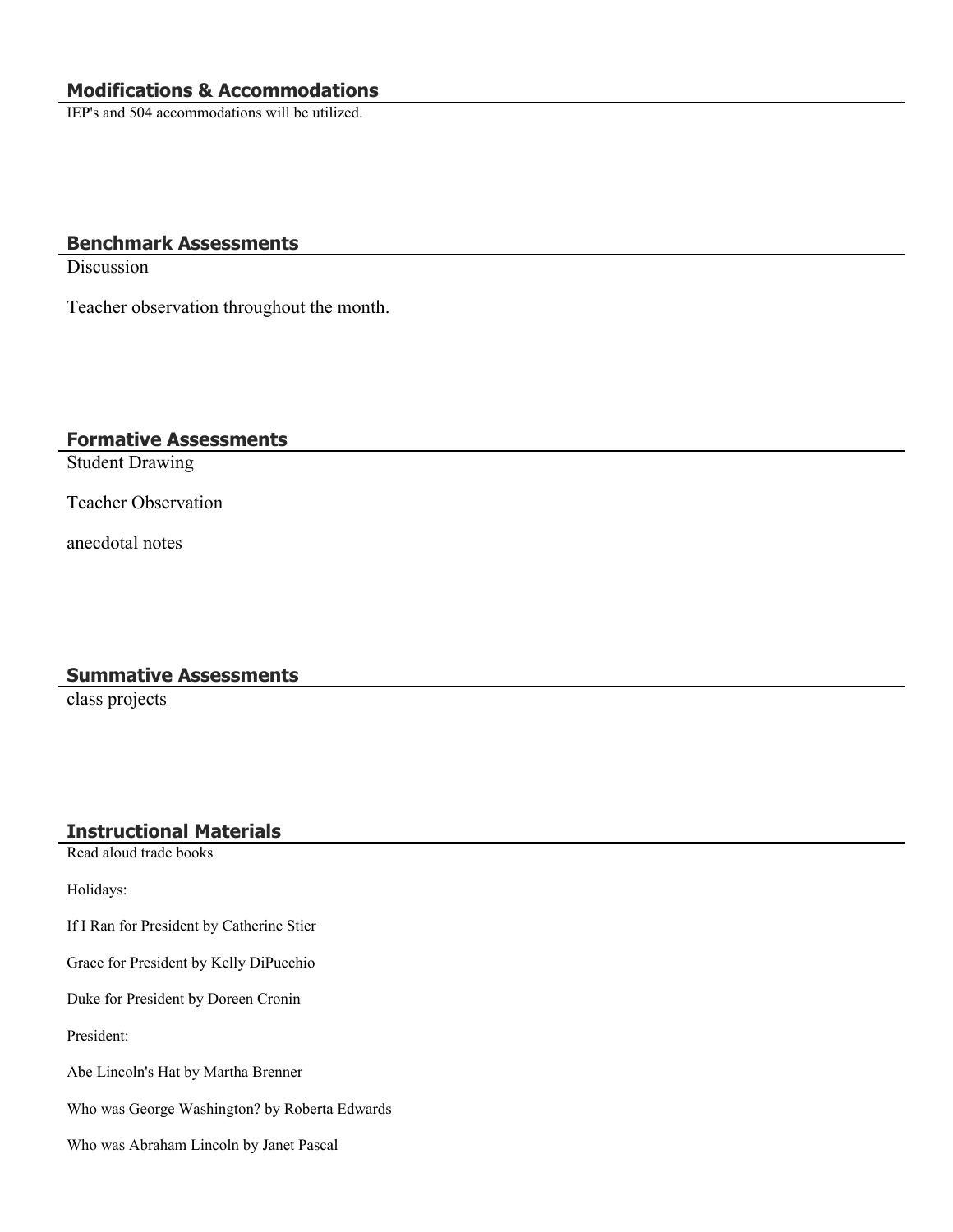## Modifications & Accommodations

IEP's and 504 accommodations will be utilized.

## Benchmark Assessments

Discussion

Teacher observation throughout the month.

## Formative Assessments

Student Drawing

Teacher Observation

anecdotal notes

## Summative Assessments

class projects

## Instructional Materials

Read aloud trade books

Holidays:

If I Ran for President by Catherine Stier

Grace for President by Kelly DiPucchio

Duke for President by Doreen Cronin

President:

Abe Lincoln's Hat by Martha Brenner

Who was George Washington? by Roberta Edwards

Who was Abraham Lincoln by Janet Pascal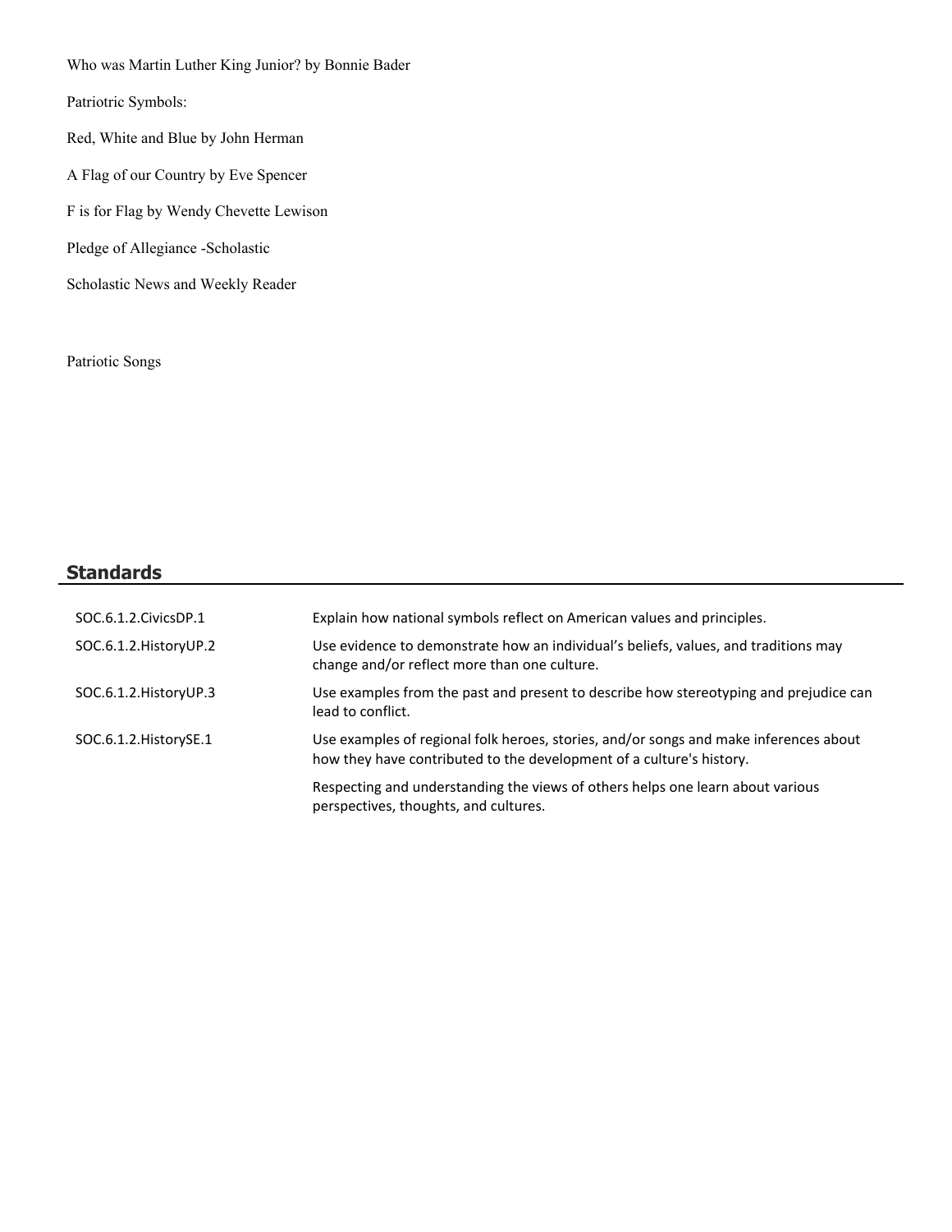Who was Martin Luther King Junior? by Bonnie Bader

Patriotric Symbols:

Red, White and Blue by John Herman

A Flag of our Country by Eve Spencer

F is for Flag by Wendy Chevette Lewison

Pledge of Allegiance -Scholastic

Scholastic News and Weekly Reader

Patriotic Songs

## Standards

| | |
|---|---|
| SOC.6.1.2.CivicsDP.1 | Explain how national symbols reflect on American values and principles. |
| SOC.6.1.2.HistoryUP.2 | Use evidence to demonstrate how an individual's beliefs, values, and traditions may change and/or reflect more than one culture. |
| SOC.6.1.2.HistoryUP.3 | Use examples from the past and present to describe how stereotyping and prejudice can lead to conflict. |
| SOC.6.1.2.HistorySE.1 | Use examples of regional folk heroes, stories, and/or songs and make inferences about how they have contributed to the development of a culture's history. |
| | Respecting and understanding the views of others helps one learn about various perspectives, thoughts, and cultures. |